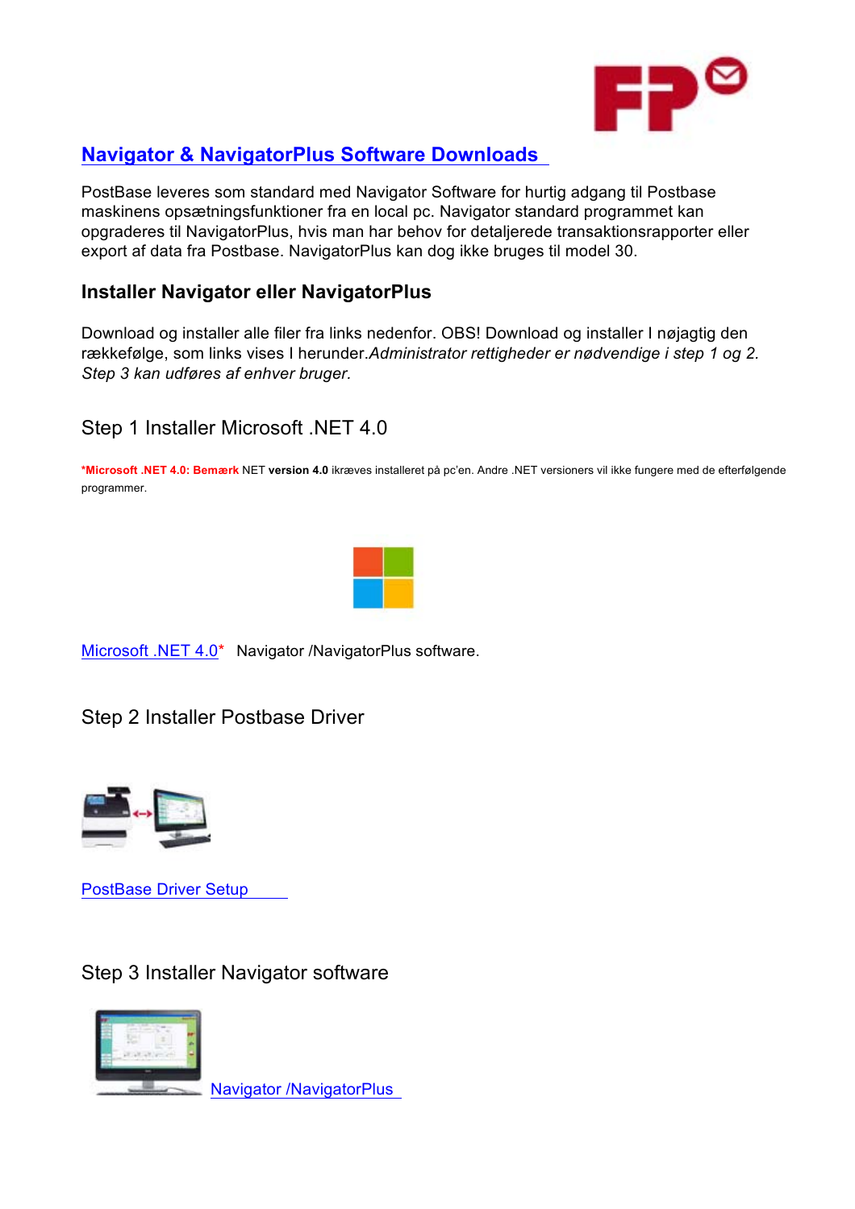# Navigator & NavigatorPlus Software Downloads

PostBase leveres som standard med Navigator Software for hurtig adgang til Postbase maskinens opsætningsfunktioner fra en local pc. Navigator standard programmet kan opgraderes til NavigatorPlus, hvis man har behov for detaljerede transaktionsrapporter eller export af data fra Postbase. NavigatorPlus kan dog ikke bruges til model 30.

## Installer Navigator eller NavigatorPlus

Download og installer alle filer fra links nedenfor. OBS! Download og installer I nøjagtig den rækkefølge, som links vises I herunder.*Administrator rettigheder er nødvendige i step 1 og 2. Step 3 kan udføres af enhver bruger.*

### Step 1 Installer Microsoft .NET 4.0

**\*Microsoft .NET 4.0: Bemærk** NET **version 4.0** ikræves installeret på pc'en. Andre .NET versioner vil ikke fungere med de efterfølgende programmer.

Microsoft .NET 4.0* Navigator /NavigatorPlus software.

### Step 2 Installer Postbase Driver

PostBase Driver Setup

### Step 3 Installer Navigator software

Navigator /NavigatorPlus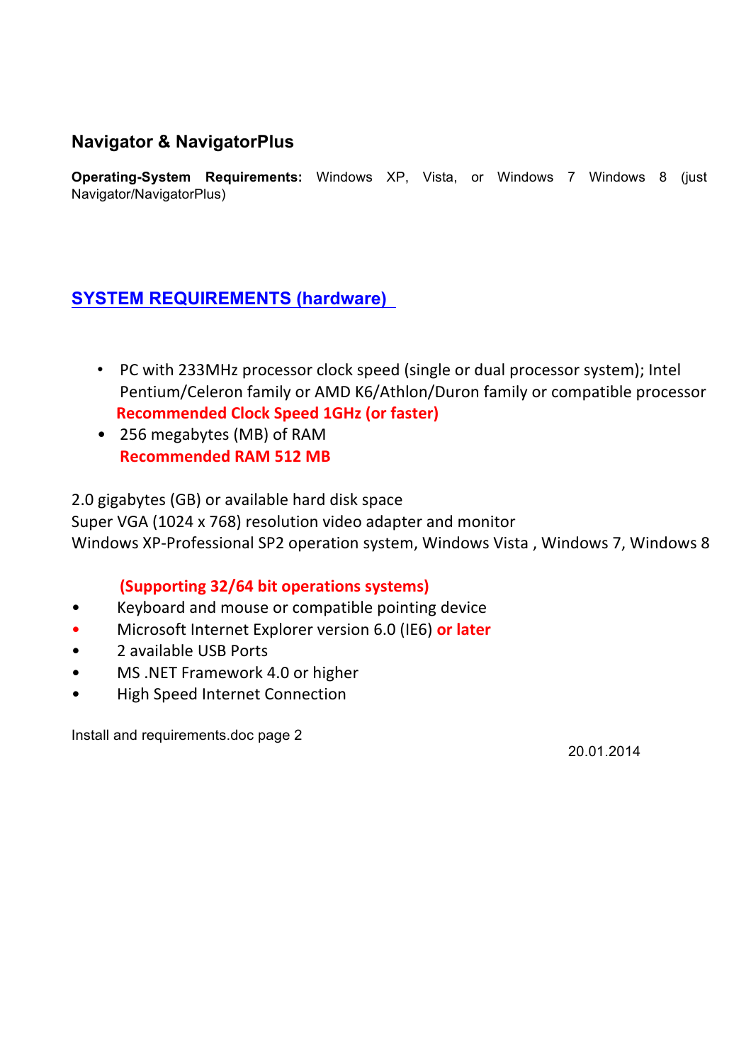## Navigator & NavigatorPlus

**Operating-System Requirements:** Windows XP, Vista, or Windows 7 Windows 8 (just Navigator/NavigatorPlus)

## SYSTEM REQUIREMENTS (hardware)

- PC with 233MHz processor clock speed (single or dual processor system); Intel Pentium/Celeron family or AMD K6/Athlon/Duron family or compatible processor  
  **Recommended Clock Speed 1GHz (or faster)**
- 256 megabytes (MB) of RAM  
  **Recommended RAM 512 MB**

2.0 gigabytes (GB) or available hard disk space  
Super VGA (1024 x 768) resolution video adapter and monitor  
Windows XP-Professional SP2 operation system, Windows Vista , Windows 7, Windows 8

**(Supporting 32/64 bit operations systems)**

- Keyboard and mouse or compatible pointing device
- Microsoft Internet Explorer version 6.0 (IE6) **or later**
- 2 available USB Ports
- MS .NET Framework 4.0 or higher
- High Speed Internet Connection

Install and requirements.doc page 2

20.01.2014